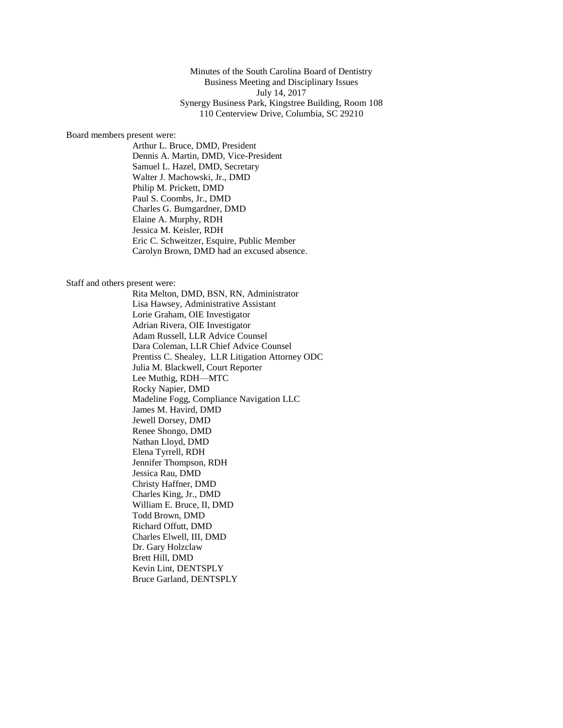Minutes of the South Carolina Board of Dentistry
Business Meeting and Disciplinary Issues
July 14, 2017
Synergy Business Park, Kingstree Building, Room 108
110 Centerview Drive, Columbia, SC 29210

Board members present were:

Arthur L. Bruce, DMD, President
Dennis A. Martin, DMD, Vice-President
Samuel L. Hazel, DMD, Secretary
Walter J. Machowski, Jr., DMD
Philip M. Prickett, DMD
Paul S. Coombs, Jr., DMD
Charles G. Bumgardner, DMD
Elaine A. Murphy, RDH
Jessica M. Keisler, RDH
Eric C. Schweitzer, Esquire, Public Member
Carolyn Brown, DMD had an excused absence.

Staff and others present were:

Rita Melton, DMD, BSN, RN, Administrator
Lisa Hawsey, Administrative Assistant
Lorie Graham, OIE Investigator
Adrian Rivera, OIE Investigator
Adam Russell, LLR Advice Counsel
Dara Coleman, LLR Chief Advice Counsel
Prentiss C. Shealey, LLR Litigation Attorney ODC
Julia M. Blackwell, Court Reporter
Lee Muthig, RDH—MTC
Rocky Napier, DMD
Madeline Fogg, Compliance Navigation LLC
James M. Havird, DMD
Jewell Dorsey, DMD
Renee Shongo, DMD
Nathan Lloyd, DMD
Elena Tyrrell, RDH
Jennifer Thompson, RDH
Jessica Rau, DMD
Christy Haffner, DMD
Charles King, Jr., DMD
William E. Bruce, II, DMD
Todd Brown, DMD
Richard Offutt, DMD
Charles Elwell, III, DMD
Dr. Gary Holzclaw
Brett Hill, DMD
Kevin Lint, DENTSPLY
Bruce Garland, DENTSPLY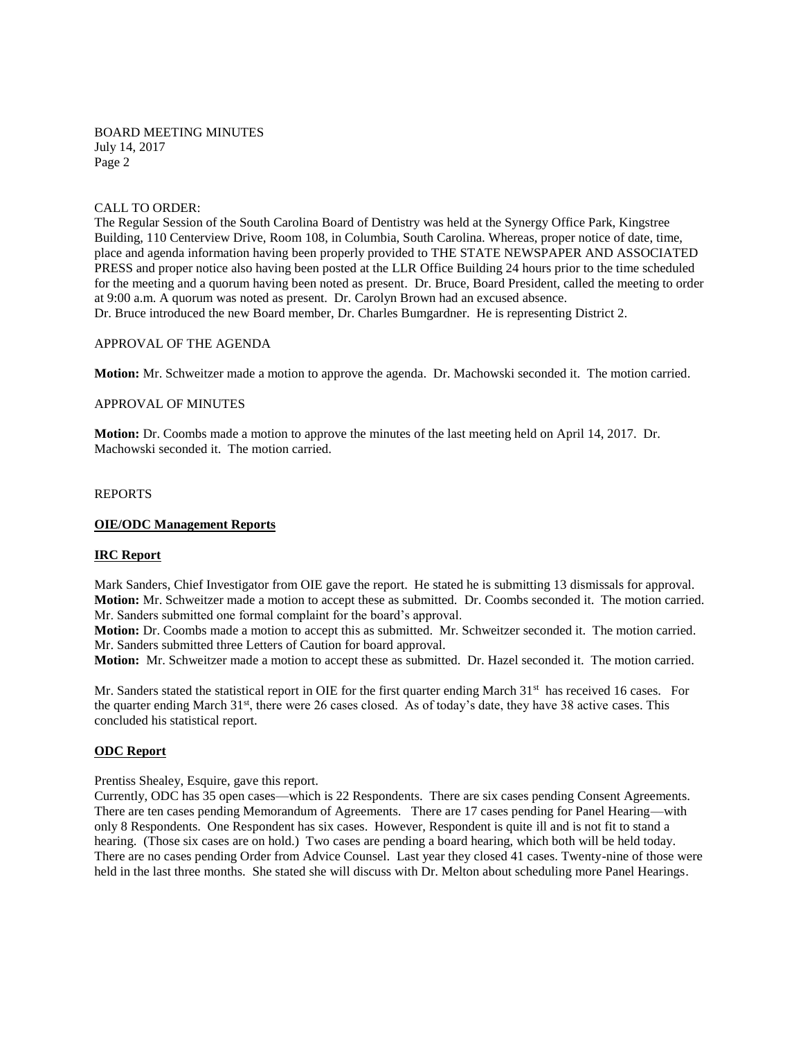CALL TO ORDER:

The Regular Session of the South Carolina Board of Dentistry was held at the Synergy Office Park, Kingstree Building, 110 Centerview Drive, Room 108, in Columbia, South Carolina. Whereas, proper notice of date, time, place and agenda information having been properly provided to THE STATE NEWSPAPER AND ASSOCIATED PRESS and proper notice also having been posted at the LLR Office Building 24 hours prior to the time scheduled for the meeting and a quorum having been noted as present. Dr. Bruce, Board President, called the meeting to order at 9:00 a.m. A quorum was noted as present. Dr. Carolyn Brown had an excused absence.

Dr. Bruce introduced the new Board member, Dr. Charles Bumgardner. He is representing District 2.

APPROVAL OF THE AGENDA

**Motion:** Mr. Schweitzer made a motion to approve the agenda. Dr. Machowski seconded it. The motion carried.

APPROVAL OF MINUTES

**Motion:** Dr. Coombs made a motion to approve the minutes of the last meeting held on April 14, 2017. Dr. Machowski seconded it. The motion carried.

REPORTS

**OIE/ODC Management Reports**

**IRC Report**

Mark Sanders, Chief Investigator from OIE gave the report. He stated he is submitting 13 dismissals for approval.

**Motion:** Mr. Schweitzer made a motion to accept these as submitted. Dr. Coombs seconded it. The motion carried.

Mr. Sanders submitted one formal complaint for the board's approval.

**Motion:** Dr. Coombs made a motion to accept this as submitted. Mr. Schweitzer seconded it. The motion carried.

Mr. Sanders submitted three Letters of Caution for board approval.

**Motion:** Mr. Schweitzer made a motion to accept these as submitted. Dr. Hazel seconded it. The motion carried.

Mr. Sanders stated the statistical report in OIE for the first quarter ending March 31st has received 16 cases. For the quarter ending March 31st, there were 26 cases closed. As of today's date, they have 38 active cases. This concluded his statistical report.

**ODC Report**

Prentiss Shealey, Esquire, gave this report.

Currently, ODC has 35 open cases—which is 22 Respondents. There are six cases pending Consent Agreements. There are ten cases pending Memorandum of Agreements. There are 17 cases pending for Panel Hearing—with only 8 Respondents. One Respondent has six cases. However, Respondent is quite ill and is not fit to stand a hearing. (Those six cases are on hold.) Two cases are pending a board hearing, which both will be held today. There are no cases pending Order from Advice Counsel. Last year they closed 41 cases. Twenty-nine of those were held in the last three months. She stated she will discuss with Dr. Melton about scheduling more Panel Hearings.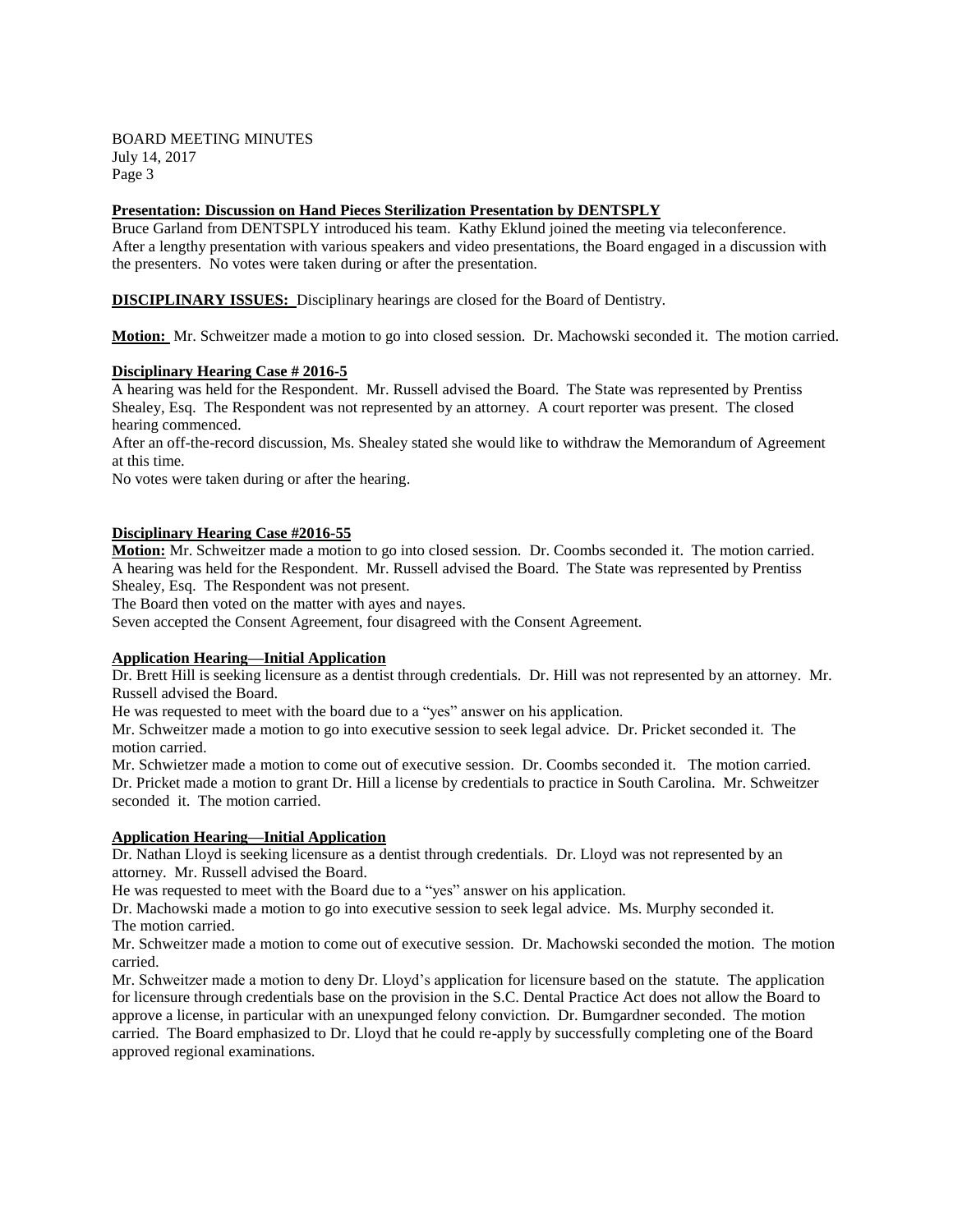**Presentation: Discussion on Hand Pieces Sterilization Presentation by DENTSPLY**

Bruce Garland from DENTSPLY introduced his team. Kathy Eklund joined the meeting via teleconference. After a lengthy presentation with various speakers and video presentations, the Board engaged in a discussion with the presenters. No votes were taken during or after the presentation.

**DISCIPLINARY ISSUES:** Disciplinary hearings are closed for the Board of Dentistry.

**Motion:** Mr. Schweitzer made a motion to go into closed session. Dr. Machowski seconded it. The motion carried.

**Disciplinary Hearing Case # 2016-5**

A hearing was held for the Respondent. Mr. Russell advised the Board. The State was represented by Prentiss Shealey, Esq. The Respondent was not represented by an attorney. A court reporter was present. The closed hearing commenced.

After an off-the-record discussion, Ms. Shealey stated she would like to withdraw the Memorandum of Agreement at this time.

No votes were taken during or after the hearing.

**Disciplinary Hearing Case #2016-55**

**Motion:** Mr. Schweitzer made a motion to go into closed session. Dr. Coombs seconded it. The motion carried.

A hearing was held for the Respondent. Mr. Russell advised the Board. The State was represented by Prentiss Shealey, Esq. The Respondent was not present.

The Board then voted on the matter with ayes and nayes.

Seven accepted the Consent Agreement, four disagreed with the Consent Agreement.

**Application Hearing—Initial Application**

Dr. Brett Hill is seeking licensure as a dentist through credentials. Dr. Hill was not represented by an attorney. Mr. Russell advised the Board.

He was requested to meet with the board due to a "yes" answer on his application.

Mr. Schweitzer made a motion to go into executive session to seek legal advice. Dr. Pricket seconded it. The motion carried.

Mr. Schwietzer made a motion to come out of executive session. Dr. Coombs seconded it. The motion carried.

Dr. Pricket made a motion to grant Dr. Hill a license by credentials to practice in South Carolina. Mr. Schweitzer seconded it. The motion carried.

**Application Hearing—Initial Application**

Dr. Nathan Lloyd is seeking licensure as a dentist through credentials. Dr. Lloyd was not represented by an attorney. Mr. Russell advised the Board.

He was requested to meet with the Board due to a "yes" answer on his application.

Dr. Machowski made a motion to go into executive session to seek legal advice. Ms. Murphy seconded it. The motion carried.

Mr. Schweitzer made a motion to come out of executive session. Dr. Machowski seconded the motion. The motion carried.

Mr. Schweitzer made a motion to deny Dr. Lloyd's application for licensure based on the statute. The application for licensure through credentials base on the provision in the S.C. Dental Practice Act does not allow the Board to approve a license, in particular with an unexpunged felony conviction. Dr. Bumgardner seconded. The motion carried. The Board emphasized to Dr. Lloyd that he could re-apply by successfully completing one of the Board approved regional examinations.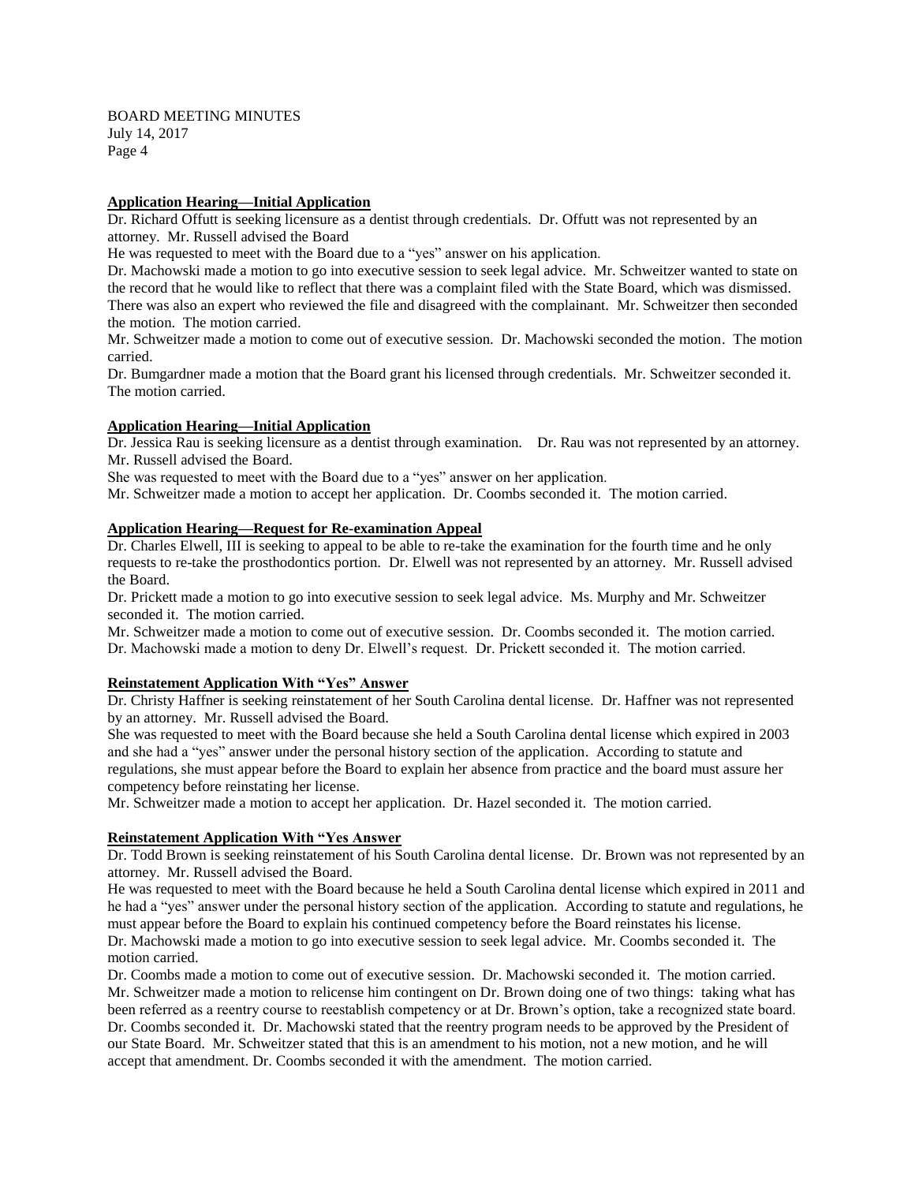**Application Hearing—Initial Application**

Dr. Richard Offutt is seeking licensure as a dentist through credentials. Dr. Offutt was not represented by an attorney. Mr. Russell advised the Board

He was requested to meet with the Board due to a "yes" answer on his application.

Dr. Machowski made a motion to go into executive session to seek legal advice. Mr. Schweitzer wanted to state on the record that he would like to reflect that there was a complaint filed with the State Board, which was dismissed. There was also an expert who reviewed the file and disagreed with the complainant. Mr. Schweitzer then seconded the motion. The motion carried.

Mr. Schweitzer made a motion to come out of executive session. Dr. Machowski seconded the motion. The motion carried.

Dr. Bumgardner made a motion that the Board grant his licensed through credentials. Mr. Schweitzer seconded it. The motion carried.

**Application Hearing—Initial Application**

Dr. Jessica Rau is seeking licensure as a dentist through examination. Dr. Rau was not represented by an attorney. Mr. Russell advised the Board.

She was requested to meet with the Board due to a "yes" answer on her application.

Mr. Schweitzer made a motion to accept her application. Dr. Coombs seconded it. The motion carried.

**Application Hearing—Request for Re-examination Appeal**

Dr. Charles Elwell, III is seeking to appeal to be able to re-take the examination for the fourth time and he only requests to re-take the prosthodontics portion. Dr. Elwell was not represented by an attorney. Mr. Russell advised the Board.

Dr. Prickett made a motion to go into executive session to seek legal advice. Ms. Murphy and Mr. Schweitzer seconded it. The motion carried.

Mr. Schweitzer made a motion to come out of executive session. Dr. Coombs seconded it. The motion carried.

Dr. Machowski made a motion to deny Dr. Elwell's request. Dr. Prickett seconded it. The motion carried.

**Reinstatement Application With "Yes" Answer**

Dr. Christy Haffner is seeking reinstatement of her South Carolina dental license. Dr. Haffner was not represented by an attorney. Mr. Russell advised the Board.

She was requested to meet with the Board because she held a South Carolina dental license which expired in 2003 and she had a "yes" answer under the personal history section of the application. According to statute and regulations, she must appear before the Board to explain her absence from practice and the board must assure her competency before reinstating her license.

Mr. Schweitzer made a motion to accept her application. Dr. Hazel seconded it. The motion carried.

**Reinstatement Application With "Yes Answer**

Dr. Todd Brown is seeking reinstatement of his South Carolina dental license. Dr. Brown was not represented by an attorney. Mr. Russell advised the Board.

He was requested to meet with the Board because he held a South Carolina dental license which expired in 2011 and he had a "yes" answer under the personal history section of the application. According to statute and regulations, he must appear before the Board to explain his continued competency before the Board reinstates his license.

Dr. Machowski made a motion to go into executive session to seek legal advice. Mr. Coombs seconded it. The motion carried.

Dr. Coombs made a motion to come out of executive session. Dr. Machowski seconded it. The motion carried.

Mr. Schweitzer made a motion to relicense him contingent on Dr. Brown doing one of two things: taking what has been referred as a reentry course to reestablish competency or at Dr. Brown's option, take a recognized state board. Dr. Coombs seconded it. Dr. Machowski stated that the reentry program needs to be approved by the President of our State Board. Mr. Schweitzer stated that this is an amendment to his motion, not a new motion, and he will accept that amendment. Dr. Coombs seconded it with the amendment. The motion carried.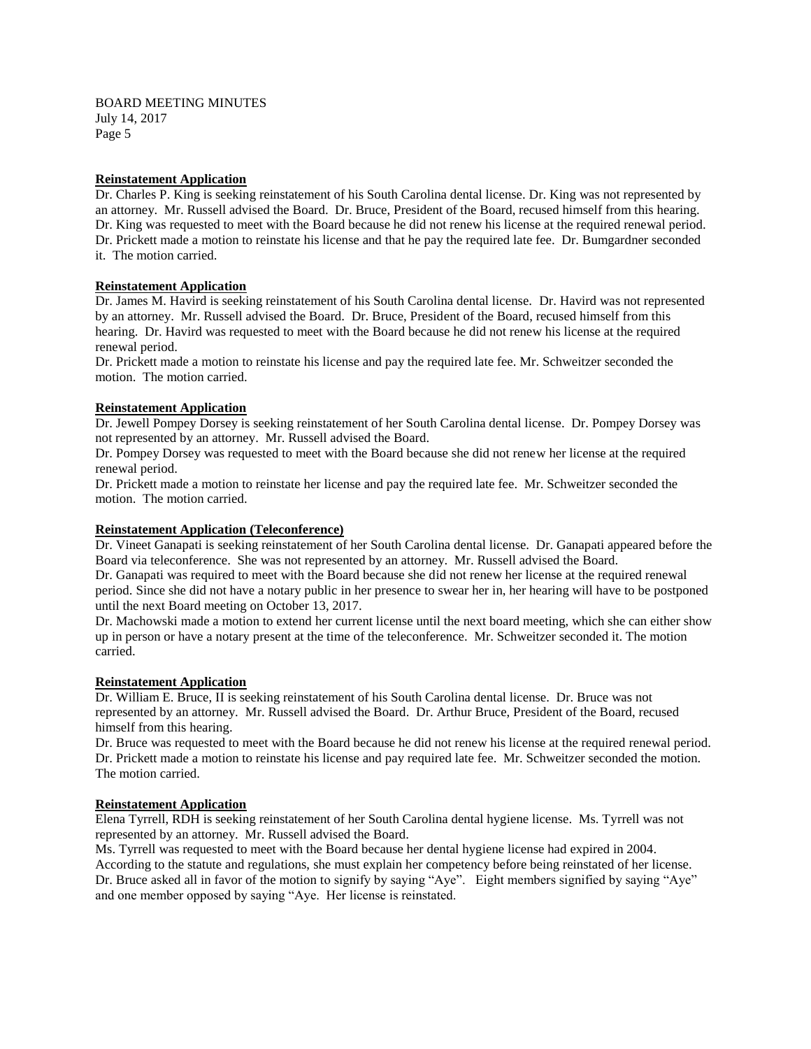**Reinstatement Application**

Dr. Charles P. King is seeking reinstatement of his South Carolina dental license. Dr. King was not represented by an attorney. Mr. Russell advised the Board. Dr. Bruce, President of the Board, recused himself from this hearing. Dr. King was requested to meet with the Board because he did not renew his license at the required renewal period. Dr. Prickett made a motion to reinstate his license and that he pay the required late fee. Dr. Bumgardner seconded it. The motion carried.

**Reinstatement Application**

Dr. James M. Havird is seeking reinstatement of his South Carolina dental license. Dr. Havird was not represented by an attorney. Mr. Russell advised the Board. Dr. Bruce, President of the Board, recused himself from this hearing. Dr. Havird was requested to meet with the Board because he did not renew his license at the required renewal period.

Dr. Prickett made a motion to reinstate his license and pay the required late fee. Mr. Schweitzer seconded the motion. The motion carried.

**Reinstatement Application**

Dr. Jewell Pompey Dorsey is seeking reinstatement of her South Carolina dental license. Dr. Pompey Dorsey was not represented by an attorney. Mr. Russell advised the Board.

Dr. Pompey Dorsey was requested to meet with the Board because she did not renew her license at the required renewal period.

Dr. Prickett made a motion to reinstate her license and pay the required late fee. Mr. Schweitzer seconded the motion. The motion carried.

**Reinstatement Application (Teleconference)**

Dr. Vineet Ganapati is seeking reinstatement of her South Carolina dental license. Dr. Ganapati appeared before the Board via teleconference. She was not represented by an attorney. Mr. Russell advised the Board.

Dr. Ganapati was required to meet with the Board because she did not renew her license at the required renewal period. Since she did not have a notary public in her presence to swear her in, her hearing will have to be postponed until the next Board meeting on October 13, 2017.

Dr. Machowski made a motion to extend her current license until the next board meeting, which she can either show up in person or have a notary present at the time of the teleconference. Mr. Schweitzer seconded it. The motion carried.

**Reinstatement Application**

Dr. William E. Bruce, II is seeking reinstatement of his South Carolina dental license. Dr. Bruce was not represented by an attorney. Mr. Russell advised the Board. Dr. Arthur Bruce, President of the Board, recused himself from this hearing.

Dr. Bruce was requested to meet with the Board because he did not renew his license at the required renewal period. Dr. Prickett made a motion to reinstate his license and pay required late fee. Mr. Schweitzer seconded the motion. The motion carried.

**Reinstatement Application**

Elena Tyrrell, RDH is seeking reinstatement of her South Carolina dental hygiene license. Ms. Tyrrell was not represented by an attorney. Mr. Russell advised the Board.

Ms. Tyrrell was requested to meet with the Board because her dental hygiene license had expired in 2004. According to the statute and regulations, she must explain her competency before being reinstated of her license. Dr. Bruce asked all in favor of the motion to signify by saying "Aye". Eight members signified by saying "Aye" and one member opposed by saying "Aye. Her license is reinstated.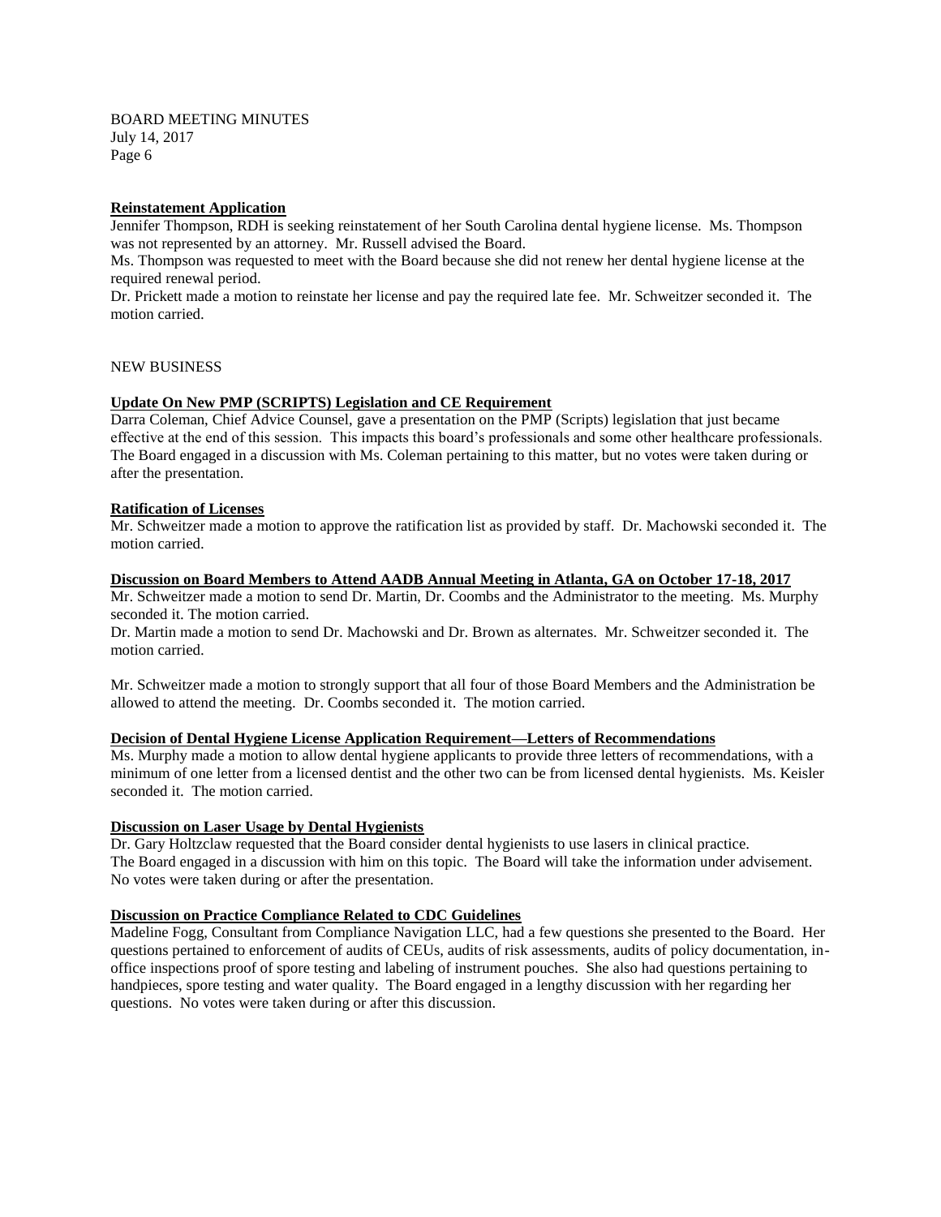**Reinstatement Application**

Jennifer Thompson, RDH is seeking reinstatement of her South Carolina dental hygiene license. Ms. Thompson was not represented by an attorney. Mr. Russell advised the Board.

Ms. Thompson was requested to meet with the Board because she did not renew her dental hygiene license at the required renewal period.

Dr. Prickett made a motion to reinstate her license and pay the required late fee. Mr. Schweitzer seconded it. The motion carried.

NEW BUSINESS

**Update On New PMP (SCRIPTS) Legislation and CE Requirement**

Darra Coleman, Chief Advice Counsel, gave a presentation on the PMP (Scripts) legislation that just became effective at the end of this session. This impacts this board's professionals and some other healthcare professionals. The Board engaged in a discussion with Ms. Coleman pertaining to this matter, but no votes were taken during or after the presentation.

**Ratification of Licenses**

Mr. Schweitzer made a motion to approve the ratification list as provided by staff. Dr. Machowski seconded it. The motion carried.

**Discussion on Board Members to Attend AADB Annual Meeting in Atlanta, GA on October 17-18, 2017**

Mr. Schweitzer made a motion to send Dr. Martin, Dr. Coombs and the Administrator to the meeting. Ms. Murphy seconded it. The motion carried.

Dr. Martin made a motion to send Dr. Machowski and Dr. Brown as alternates. Mr. Schweitzer seconded it. The motion carried.

Mr. Schweitzer made a motion to strongly support that all four of those Board Members and the Administration be allowed to attend the meeting. Dr. Coombs seconded it. The motion carried.

**Decision of Dental Hygiene License Application Requirement—Letters of Recommendations**

Ms. Murphy made a motion to allow dental hygiene applicants to provide three letters of recommendations, with a minimum of one letter from a licensed dentist and the other two can be from licensed dental hygienists. Ms. Keisler seconded it. The motion carried.

**Discussion on Laser Usage by Dental Hygienists**

Dr. Gary Holtzclaw requested that the Board consider dental hygienists to use lasers in clinical practice. The Board engaged in a discussion with him on this topic. The Board will take the information under advisement. No votes were taken during or after the presentation.

**Discussion on Practice Compliance Related to CDC Guidelines**

Madeline Fogg, Consultant from Compliance Navigation LLC, had a few questions she presented to the Board. Her questions pertained to enforcement of audits of CEUs, audits of risk assessments, audits of policy documentation, in-office inspections proof of spore testing and labeling of instrument pouches. She also had questions pertaining to handpieces, spore testing and water quality. The Board engaged in a lengthy discussion with her regarding her questions. No votes were taken during or after this discussion.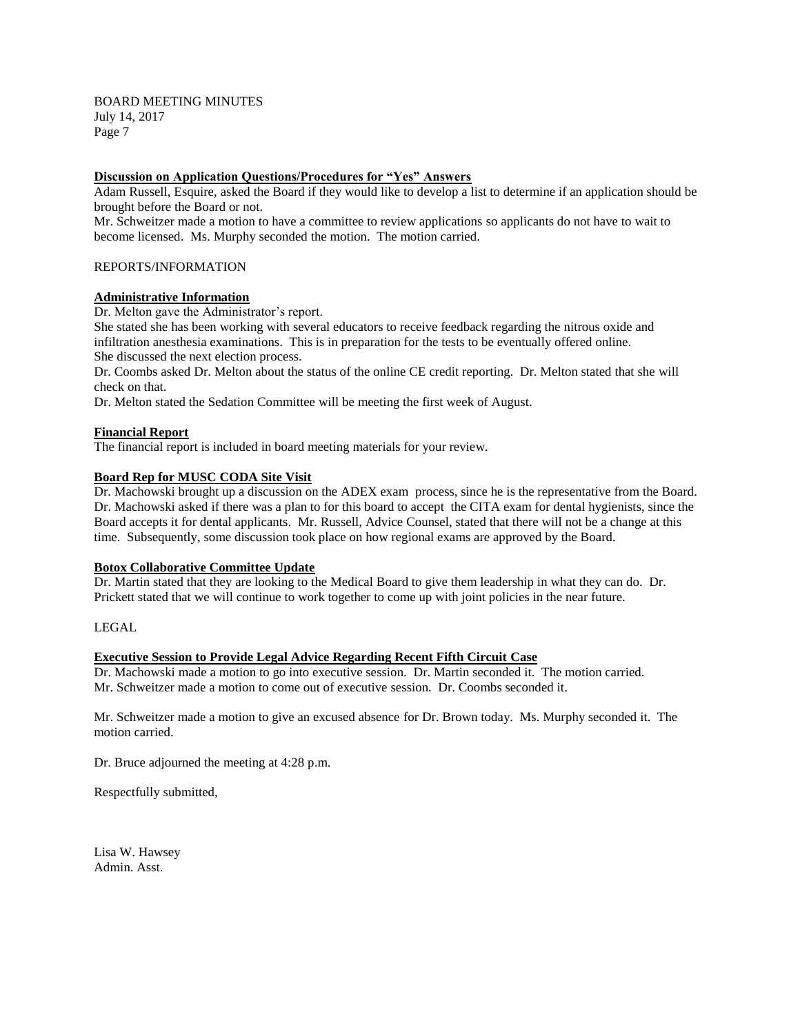#### **Discussion on Application Questions/Procedures for "Yes" Answers**

Adam Russell, Esquire, asked the Board if they would like to develop a list to determine if an application should be brought before the Board or not.
Mr. Schweitzer made a motion to have a committee to review applications so applicants do not have to wait to become licensed. Ms. Murphy seconded the motion. The motion carried.

REPORTS/INFORMATION

#### **Administrative Information**

Dr. Melton gave the Administrator's report.
She stated she has been working with several educators to receive feedback regarding the nitrous oxide and infiltration anesthesia examinations. This is in preparation for the tests to be eventually offered online.
She discussed the next election process.
Dr. Coombs asked Dr. Melton about the status of the online CE credit reporting. Dr. Melton stated that she will check on that.
Dr. Melton stated the Sedation Committee will be meeting the first week of August.

#### **Financial Report**

The financial report is included in board meeting materials for your review.

#### **Board Rep for MUSC CODA Site Visit**

Dr. Machowski brought up a discussion on the ADEX exam process, since he is the representative from the Board. Dr. Machowski asked if there was a plan to for this board to accept the CITA exam for dental hygienists, since the Board accepts it for dental applicants. Mr. Russell, Advice Counsel, stated that there will not be a change at this time. Subsequently, some discussion took place on how regional exams are approved by the Board.

#### **Botox Collaborative Committee Update**

Dr. Martin stated that they are looking to the Medical Board to give them leadership in what they can do. Dr. Prickett stated that we will continue to work together to come up with joint policies in the near future.

LEGAL

#### **Executive Session to Provide Legal Advice Regarding Recent Fifth Circuit Case**

Dr. Machowski made a motion to go into executive session. Dr. Martin seconded it. The motion carried.
Mr. Schweitzer made a motion to come out of executive session. Dr. Coombs seconded it.

Mr. Schweitzer made a motion to give an excused absence for Dr. Brown today. Ms. Murphy seconded it. The motion carried.

Dr. Bruce adjourned the meeting at 4:28 p.m.

Respectfully submitted,

Lisa W. Hawsey
Admin. Asst.